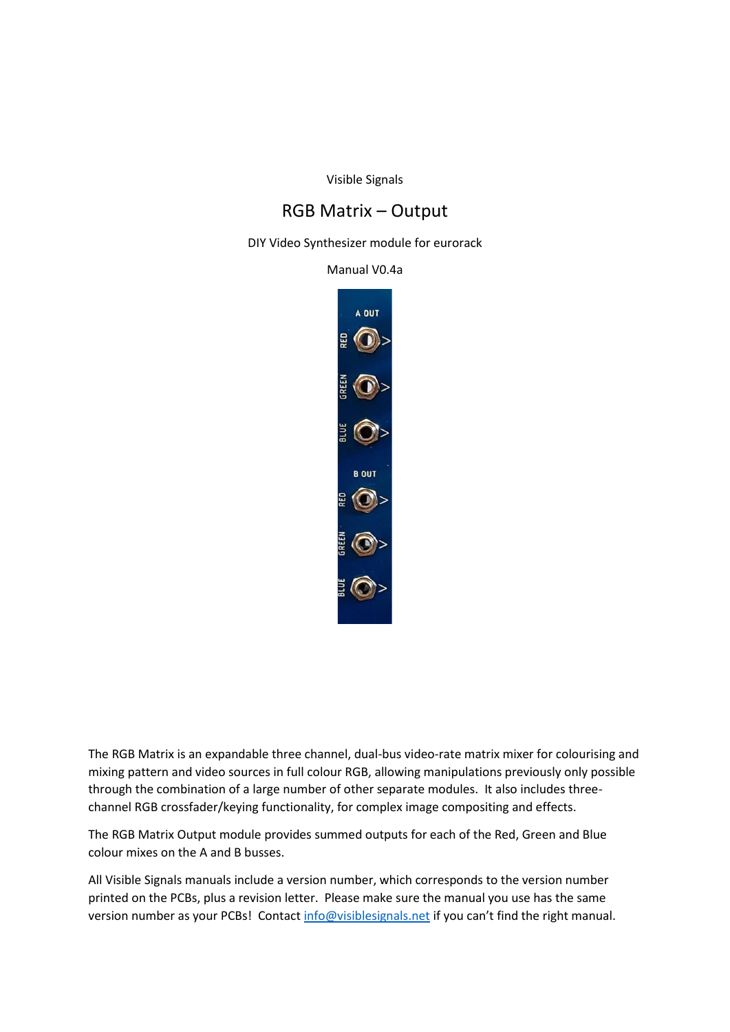Visible Signals

# RGB Matrix – Output

DIY Video Synthesizer module for eurorack

Manual V0.4a

The RGB Matrix is an expandable three channel, dual-bus video-rate matrix mixer for colourising and mixing pattern and video sources in full colour RGB, allowing manipulations previously only possible through the combination of a large number of other separate modules. It also includes three-channel RGB crossfader/keying functionality, for complex image compositing and effects.

The RGB Matrix Output module provides summed outputs for each of the Red, Green and Blue colour mixes on the A and B busses.

All Visible Signals manuals include a version number, which corresponds to the version number printed on the PCBs, plus a revision letter. Please make sure the manual you use has the same version number as your PCBs! Contact info@visiblesignals.net if you can't find the right manual.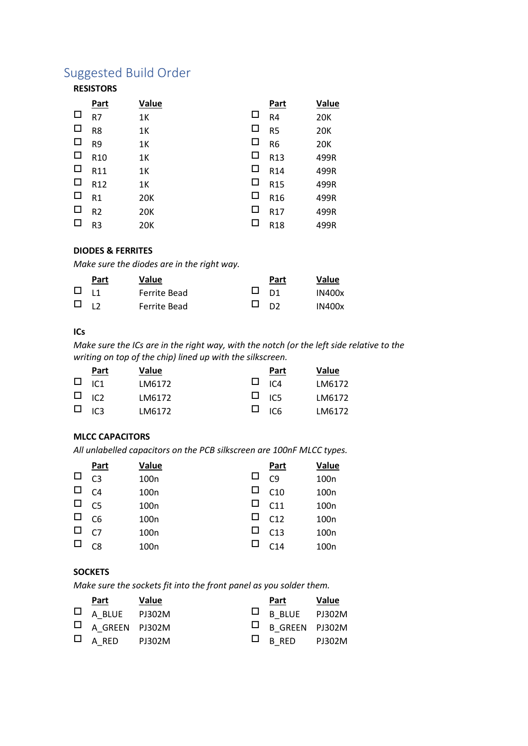# Suggested Build Order

**RESISTORS**

| | Part | Value | | Part | Value |
|---|---|---|---|---|---|
| ☐ | R7 | 1K | ☐ | R4 | 20K |
| ☐ | R8 | 1K | ☐ | R5 | 20K |
| ☐ | R9 | 1K | ☐ | R6 | 20K |
| ☐ | R10 | 1K | ☐ | R13 | 499R |
| ☐ | R11 | 1K | ☐ | R14 | 499R |
| ☐ | R12 | 1K | ☐ | R15 | 499R |
| ☐ | R1 | 20K | ☐ | R16 | 499R |
| ☐ | R2 | 20K | ☐ | R17 | 499R |
| ☐ | R3 | 20K | ☐ | R18 | 499R |

**DIODES & FERRITES**

*Make sure the diodes are in the right way.*

| | Part | Value | | Part | Value |
|---|---|---|---|---|---|
| ☐ | L1 | Ferrite Bead | ☐ | D1 | IN400x |
| ☐ | L2 | Ferrite Bead | ☐ | D2 | IN400x |

**ICs**

*Make sure the ICs are in the right way, with the notch (or the left side relative to the writing on top of the chip) lined up with the silkscreen.*

| | Part | Value | | Part | Value |
|---|---|---|---|---|---|
| ☐ | IC1 | LM6172 | ☐ | IC4 | LM6172 |
| ☐ | IC2 | LM6172 | ☐ | IC5 | LM6172 |
| ☐ | IC3 | LM6172 | ☐ | IC6 | LM6172 |

**MLCC CAPACITORS**

*All unlabelled capacitors on the PCB silkscreen are 100nF MLCC types.*

| | Part | Value | | Part | Value |
|---|---|---|---|---|---|
| ☐ | C3 | 100n | ☐ | C9 | 100n |
| ☐ | C4 | 100n | ☐ | C10 | 100n |
| ☐ | C5 | 100n | ☐ | C11 | 100n |
| ☐ | C6 | 100n | ☐ | C12 | 100n |
| ☐ | C7 | 100n | ☐ | C13 | 100n |
| ☐ | C8 | 100n | ☐ | C14 | 100n |

**SOCKETS**

*Make sure the sockets fit into the front panel as you solder them.*

| | Part | Value | | Part | Value |
|---|---|---|---|---|---|
| ☐ | A_BLUE | PJ302M | ☐ | B_BLUE | PJ302M |
| ☐ | A_GREEN | PJ302M | ☐ | B_GREEN | PJ302M |
| ☐ | A_RED | PJ302M | ☐ | B_RED | PJ302M |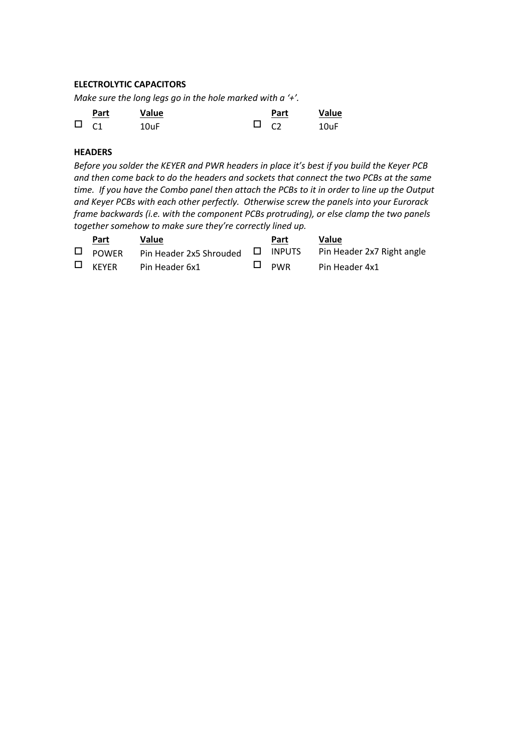**ELECTROLYTIC CAPACITORS**

*Make sure the long legs go in the hole marked with a '+'.*

| | Part | Value | | Part | Value |
|---|---|---|---|---|---|
| ☐ | C1 | 10uF | ☐ | C2 | 10uF |

**HEADERS**

*Before you solder the KEYER and PWR headers in place it's best if you build the Keyer PCB and then come back to do the headers and sockets that connect the two PCBs at the same time. If you have the Combo panel then attach the PCBs to it in order to line up the Output and Keyer PCBs with each other perfectly. Otherwise screw the panels into your Eurorack frame backwards (i.e. with the component PCBs protruding), or else clamp the two panels together somehow to make sure they're correctly lined up.*

| | Part | Value | | Part | Value |
|---|---|---|---|---|---|
| ☐ | POWER | Pin Header 2x5 Shrouded | ☐ | INPUTS | Pin Header 2x7 Right angle |
| ☐ | KEYER | Pin Header 6x1 | ☐ | PWR | Pin Header 4x1 |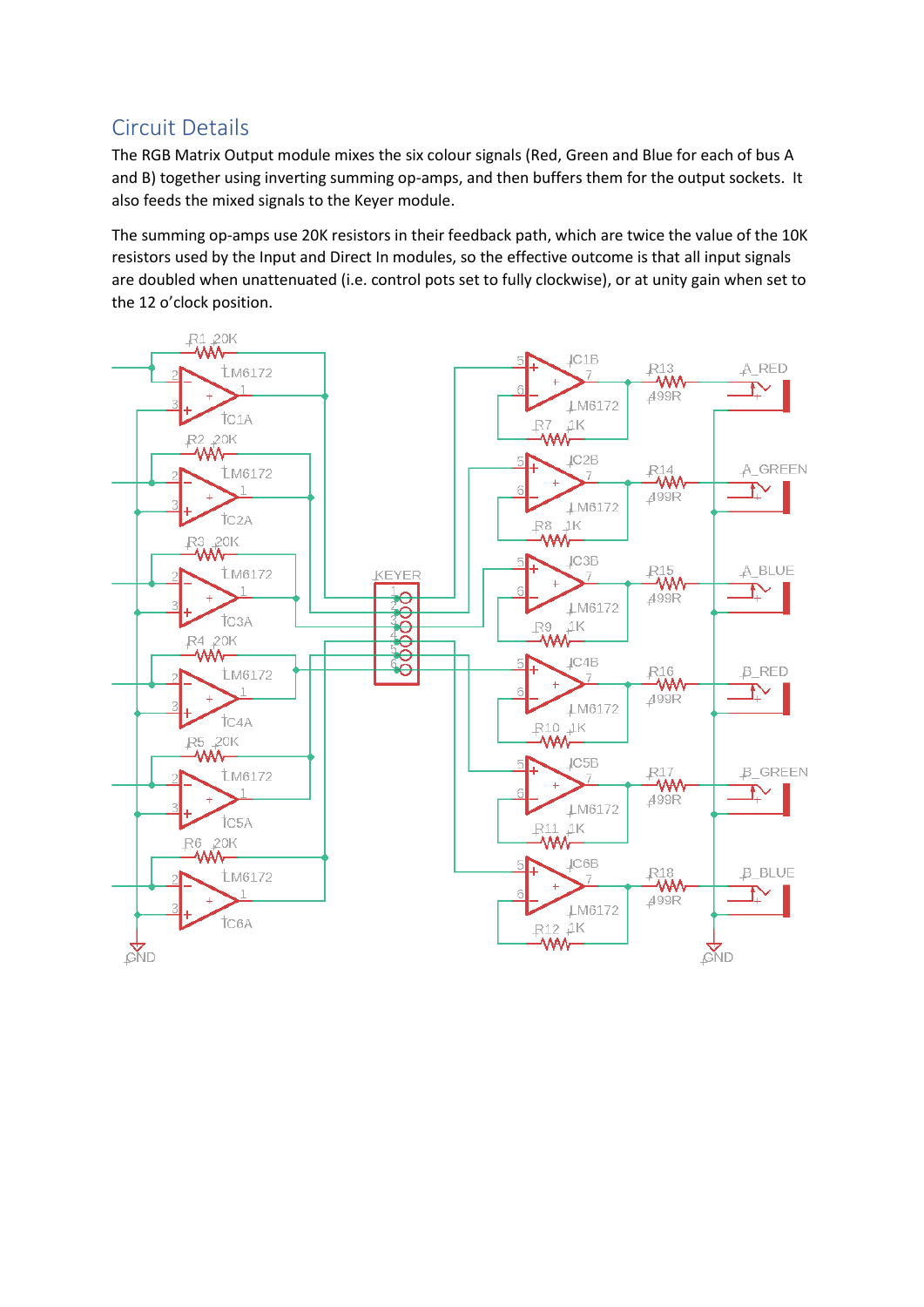## Circuit Details

The RGB Matrix Output module mixes the six colour signals (Red, Green and Blue for each of bus A and B) together using inverting summing op-amps, and then buffers them for the output sockets. It also feeds the mixed signals to the Keyer module.

The summing op-amps use 20K resistors in their feedback path, which are twice the value of the 10K resistors used by the Input and Direct In modules, so the effective outcome is that all input signals are doubled when unattenuated (i.e. control pots set to fully clockwise), or at unity gain when set to the 12 o'clock position.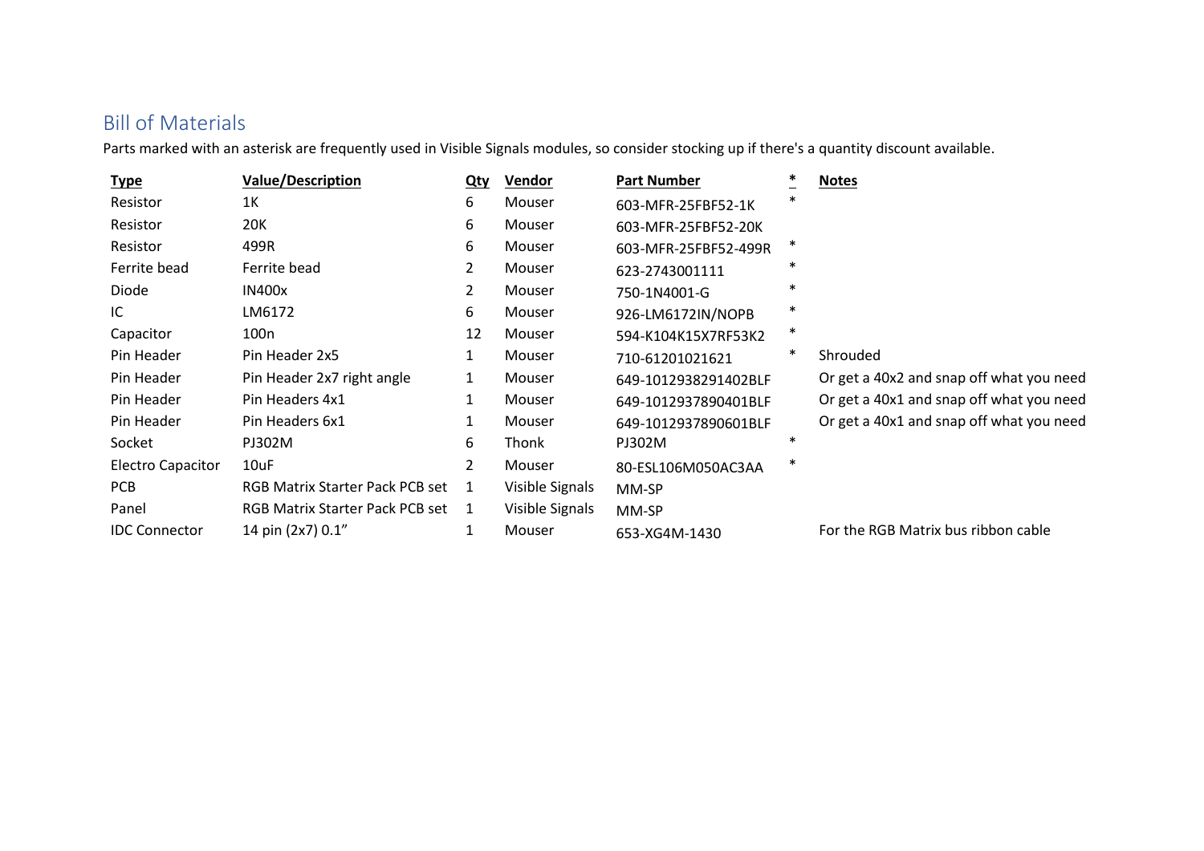## Bill of Materials

Parts marked with an asterisk are frequently used in Visible Signals modules, so consider stocking up if there's a quantity discount available.

| Type | Value/Description | Qty | Vendor | Part Number | * | Notes |
|---|---|---|---|---|---|---|
| Resistor | 1K | 6 | Mouser | 603-MFR-25FBF52-1K | * | |
| Resistor | 20K | 6 | Mouser | 603-MFR-25FBF52-20K | | |
| Resistor | 499R | 6 | Mouser | 603-MFR-25FBF52-499R | * | |
| Ferrite bead | Ferrite bead | 2 | Mouser | 623-2743001111 | * | |
| Diode | IN400x | 2 | Mouser | 750-1N4001-G | * | |
| IC | LM6172 | 6 | Mouser | 926-LM6172IN/NOPB | * | |
| Capacitor | 100n | 12 | Mouser | 594-K104K15X7RF53K2 | * | |
| Pin Header | Pin Header 2x5 | 1 | Mouser | 710-61201021621 | * | Shrouded |
| Pin Header | Pin Header 2x7 right angle | 1 | Mouser | 649-1012938291402BLF | | Or get a 40x2 and snap off what you need |
| Pin Header | Pin Headers 4x1 | 1 | Mouser | 649-1012937890401BLF | | Or get a 40x1 and snap off what you need |
| Pin Header | Pin Headers 6x1 | 1 | Mouser | 649-1012937890601BLF | | Or get a 40x1 and snap off what you need |
| Socket | PJ302M | 6 | Thonk | PJ302M | * | |
| Electro Capacitor | 10uF | 2 | Mouser | 80-ESL106M050AC3AA | * | |
| PCB | RGB Matrix Starter Pack PCB set | 1 | Visible Signals | MM-SP | | |
| Panel | RGB Matrix Starter Pack PCB set | 1 | Visible Signals | MM-SP | | |
| IDC Connector | 14 pin (2x7) 0.1" | 1 | Mouser | 653-XG4M-1430 | | For the RGB Matrix bus ribbon cable |